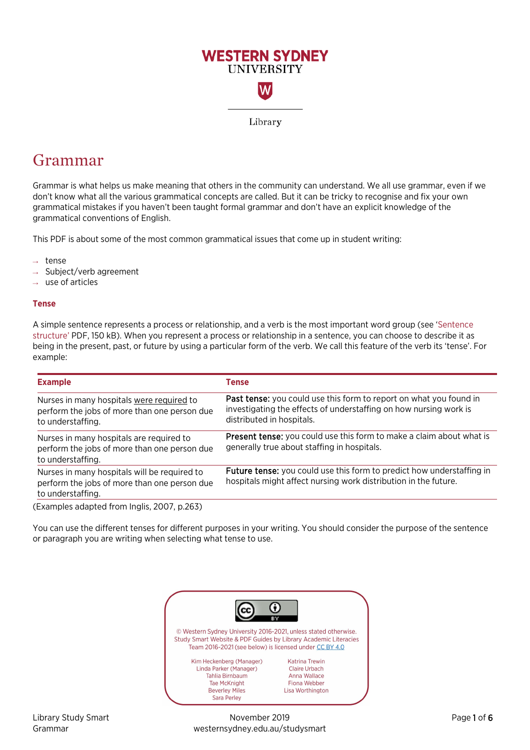WESTERN SYDNEY UNIVERSITY

Library

# Grammar

Grammar is what helps us make meaning that others in the community can understand. We all use grammar, even if we don't know what all the various grammatical concepts are called. But it can be tricky to recognise and fix your own grammatical mistakes if you haven't been taught formal grammar and don't have an explicit knowledge of the grammatical conventions of English.

This PDF is about some of the most common grammatical issues that come up in student writing:

- tense
- Subject/verb agreement
- use of articles

### Tense

A simple sentence represents a process or relationship, and a verb is the most important word group (see 'Sentence structure' PDF, 150 kB). When you represent a process or relationship in a sentence, you can choose to describe it as being in the present, past, or future by using a particular form of the verb. We call this feature of the verb its 'tense'. For example:

| Example | Tense |
|---|---|
| Nurses in many hospitals were required to perform the jobs of more than one person due to understaffing. | **Past tense:** you could use this form to report on what you found in investigating the effects of understaffing on how nursing work is distributed in hospitals. |
| Nurses in many hospitals are required to perform the jobs of more than one person due to understaffing. | **Present tense:** you could use this form to make a claim about what is generally true about staffing in hospitals. |
| Nurses in many hospitals will be required to perform the jobs of more than one person due to understaffing. | **Future tense:** you could use this form to predict how understaffing in hospitals might affect nursing work distribution in the future. |

(Examples adapted from Inglis, 2007, p.263)

You can use the different tenses for different purposes in your writing. You should consider the purpose of the sentence or paragraph you are writing when selecting what tense to use.

© Western Sydney University 2016-2021, unless stated otherwise.
Study Smart Website & PDF Guides by Library Academic Literacies Team 2016-2021 (see below) is licensed under CC BY 4.0

Kim Heckenberg (Manager)
Linda Parker (Manager)
Tahlia Birnbaum
Tae McKnight
Beverley Miles
Sara Perley
Katrina Trewin
Claire Urbach
Anna Wallace
Fiona Webber
Lisa Worthington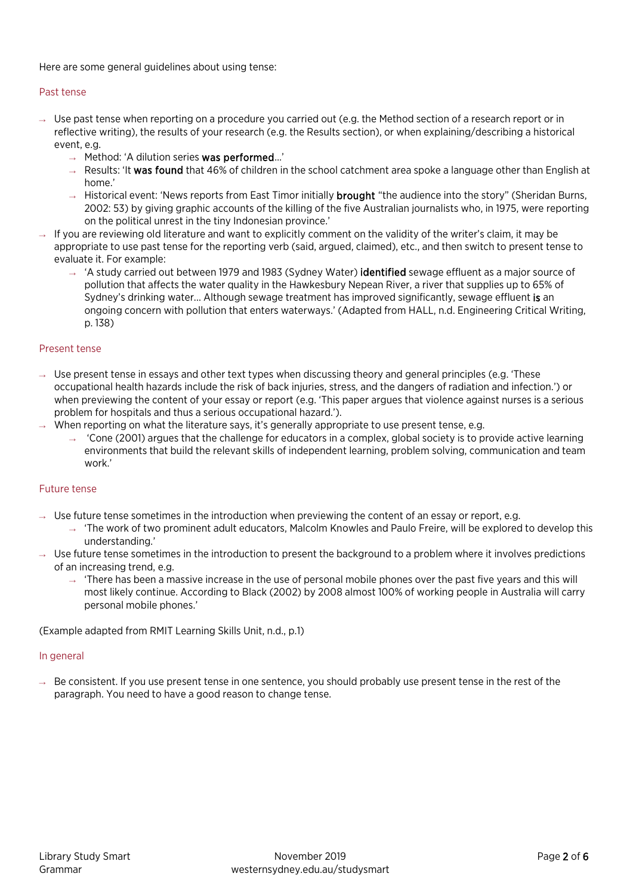Here are some general guidelines about using tense:

## Past tense

- Use past tense when reporting on a procedure you carried out (e.g. the Method section of a research report or in reflective writing), the results of your research (e.g. the Results section), or when explaining/describing a historical event, e.g.
  - Method: 'A dilution series **was performed**...'
  - Results: 'It **was found** that 46% of children in the school catchment area spoke a language other than English at home.'
  - Historical event: 'News reports from East Timor initially **brought** "the audience into the story" (Sheridan Burns, 2002: 53) by giving graphic accounts of the killing of the five Australian journalists who, in 1975, were reporting on the political unrest in the tiny Indonesian province.'
- If you are reviewing old literature and want to explicitly comment on the validity of the writer's claim, it may be appropriate to use past tense for the reporting verb (said, argued, claimed), etc., and then switch to present tense to evaluate it. For example:
  - 'A study carried out between 1979 and 1983 (Sydney Water) **identified** sewage effluent as a major source of pollution that affects the water quality in the Hawkesbury Nepean River, a river that supplies up to 65% of Sydney's drinking water... Although sewage treatment has improved significantly, sewage effluent **is** an ongoing concern with pollution that enters waterways.' (Adapted from HALL, n.d. Engineering Critical Writing, p. 138)

## Present tense

- Use present tense in essays and other text types when discussing theory and general principles (e.g. 'These occupational health hazards include the risk of back injuries, stress, and the dangers of radiation and infection.') or when previewing the content of your essay or report (e.g. 'This paper argues that violence against nurses is a serious problem for hospitals and thus a serious occupational hazard.').
- When reporting on what the literature says, it's generally appropriate to use present tense, e.g.
  - 'Cone (2001) argues that the challenge for educators in a complex, global society is to provide active learning environments that build the relevant skills of independent learning, problem solving, communication and team work.'

## Future tense

- Use future tense sometimes in the introduction when previewing the content of an essay or report, e.g.
  - 'The work of two prominent adult educators, Malcolm Knowles and Paulo Freire, will be explored to develop this understanding.'
- Use future tense sometimes in the introduction to present the background to a problem where it involves predictions of an increasing trend, e.g.
  - 'There has been a massive increase in the use of personal mobile phones over the past five years and this will most likely continue. According to Black (2002) by 2008 almost 100% of working people in Australia will carry personal mobile phones.'

(Example adapted from RMIT Learning Skills Unit, n.d., p.1)

## In general

- Be consistent. If you use present tense in one sentence, you should probably use present tense in the rest of the paragraph. You need to have a good reason to change tense.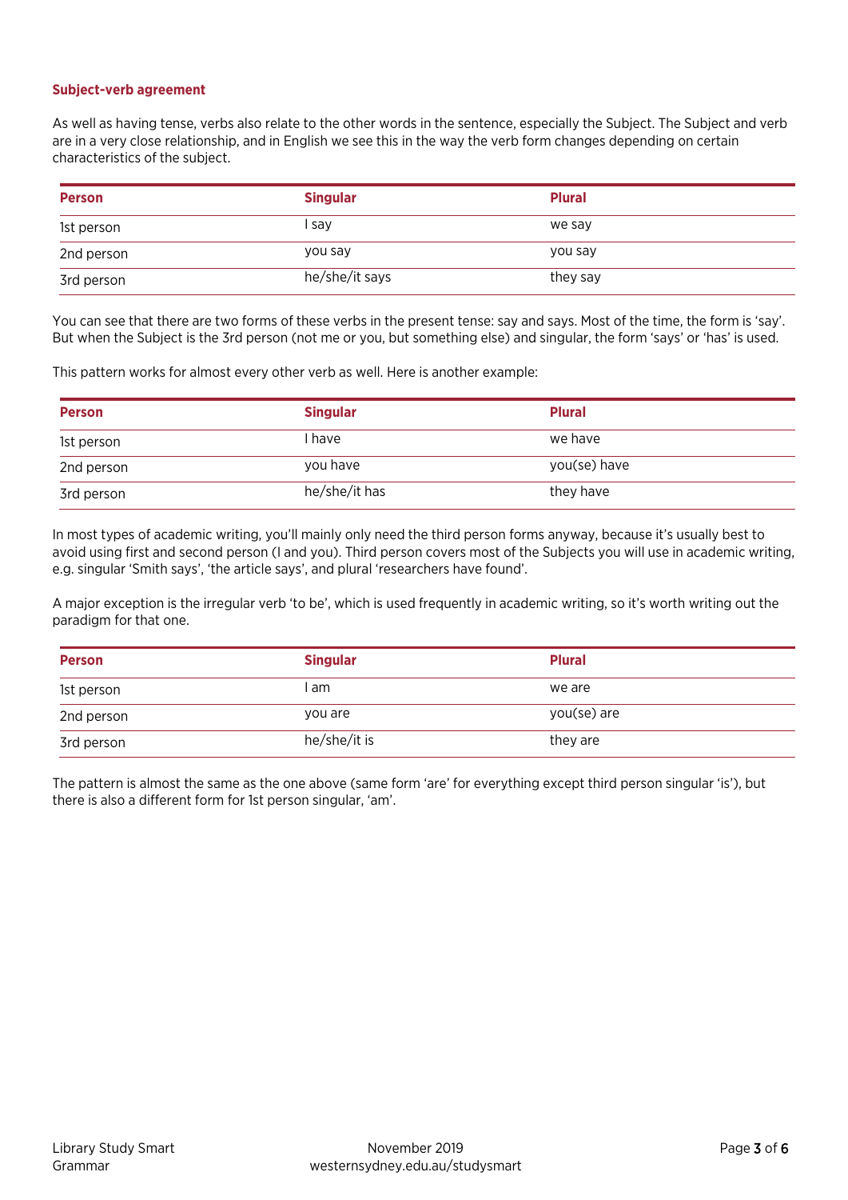### Subject-verb agreement

As well as having tense, verbs also relate to the other words in the sentence, especially the Subject. The Subject and verb are in a very close relationship, and in English we see this in the way the verb form changes depending on certain characteristics of the subject.

| Person | Singular | Plural |
|---|---|---|
| 1st person | I say | we say |
| 2nd person | you say | you say |
| 3rd person | he/she/it says | they say |

You can see that there are two forms of these verbs in the present tense: say and says. Most of the time, the form is 'say'. But when the Subject is the 3rd person (not me or you, but something else) and singular, the form 'says' or 'has' is used.

This pattern works for almost every other verb as well. Here is another example:

| Person | Singular | Plural |
|---|---|---|
| 1st person | I have | we have |
| 2nd person | you have | you(se) have |
| 3rd person | he/she/it has | they have |

In most types of academic writing, you'll mainly only need the third person forms anyway, because it's usually best to avoid using first and second person (I and you). Third person covers most of the Subjects you will use in academic writing, e.g. singular 'Smith says', 'the article says', and plural 'researchers have found'.

A major exception is the irregular verb 'to be', which is used frequently in academic writing, so it's worth writing out the paradigm for that one.

| Person | Singular | Plural |
|---|---|---|
| 1st person | I am | we are |
| 2nd person | you are | you(se) are |
| 3rd person | he/she/it is | they are |

The pattern is almost the same as the one above (same form 'are' for everything except third person singular 'is'), but there is also a different form for 1st person singular, 'am'.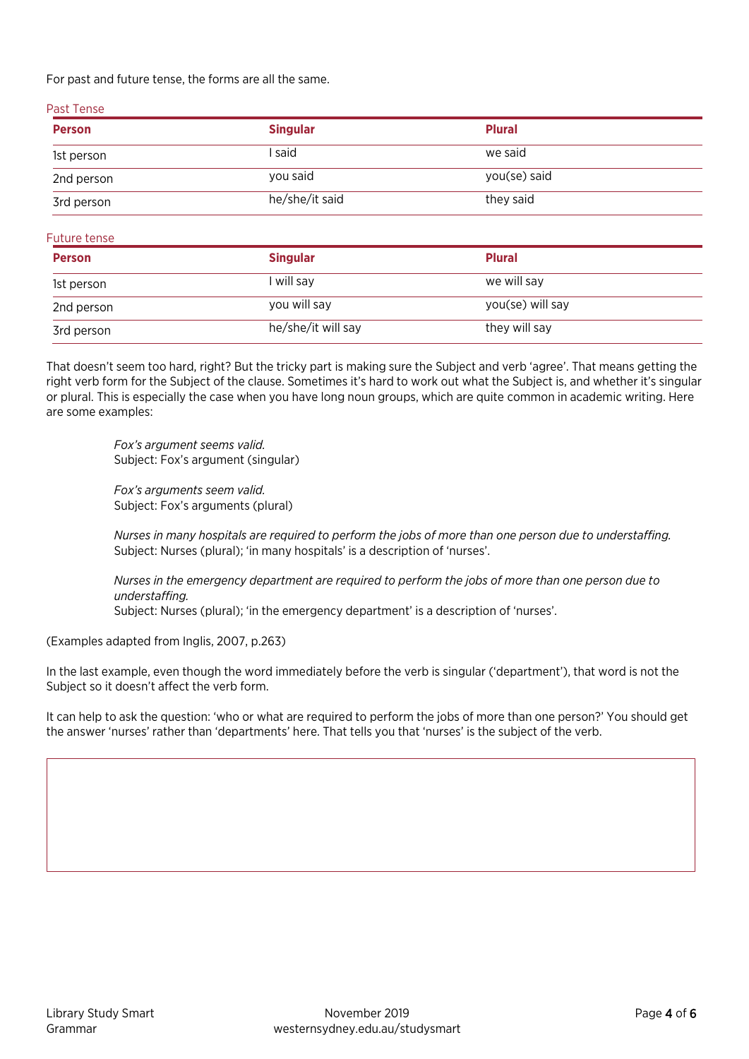For past and future tense, the forms are all the same.

Past Tense

| Person | Singular | Plural |
|---|---|---|
| 1st person | I said | we said |
| 2nd person | you said | you(se) said |
| 3rd person | he/she/it said | they said |

Future tense

| Person | Singular | Plural |
|---|---|---|
| 1st person | I will say | we will say |
| 2nd person | you will say | you(se) will say |
| 3rd person | he/she/it will say | they will say |

That doesn't seem too hard, right? But the tricky part is making sure the Subject and verb 'agree'. That means getting the right verb form for the Subject of the clause. Sometimes it's hard to work out what the Subject is, and whether it's singular or plural. This is especially the case when you have long noun groups, which are quite common in academic writing. Here are some examples:

> *Fox's argument seems valid.*
> Subject: Fox's argument (singular)
>
> *Fox's arguments seem valid.*
> Subject: Fox's arguments (plural)
>
> *Nurses in many hospitals are required to perform the jobs of more than one person due to understaffing.*
> Subject: Nurses (plural); 'in many hospitals' is a description of 'nurses'.
>
> *Nurses in the emergency department are required to perform the jobs of more than one person due to understaffing.*
> Subject: Nurses (plural); 'in the emergency department' is a description of 'nurses'.

(Examples adapted from Inglis, 2007, p.263)

In the last example, even though the word immediately before the verb is singular ('department'), that word is not the Subject so it doesn't affect the verb form.

It can help to ask the question: 'who or what are required to perform the jobs of more than one person?' You should get the answer 'nurses' rather than 'departments' here. That tells you that 'nurses' is the subject of the verb.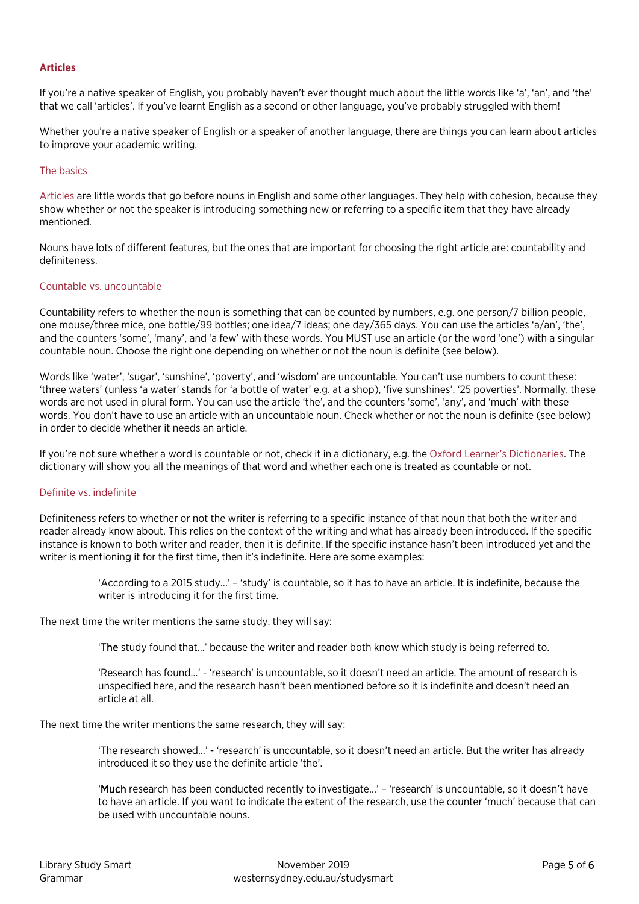## Articles

If you're a native speaker of English, you probably haven't ever thought much about the little words like 'a', 'an', and 'the' that we call 'articles'. If you've learnt English as a second or other language, you've probably struggled with them!

Whether you're a native speaker of English or a speaker of another language, there are things you can learn about articles to improve your academic writing.

### The basics

Articles are little words that go before nouns in English and some other languages. They help with cohesion, because they show whether or not the speaker is introducing something new or referring to a specific item that they have already mentioned.

Nouns have lots of different features, but the ones that are important for choosing the right article are: countability and definiteness.

### Countable vs. uncountable

Countability refers to whether the noun is something that can be counted by numbers, e.g. one person/7 billion people, one mouse/three mice, one bottle/99 bottles; one idea/7 ideas; one day/365 days. You can use the articles 'a/an', 'the', and the counters 'some', 'many', and 'a few' with these words. You MUST use an article (or the word 'one') with a singular countable noun. Choose the right one depending on whether or not the noun is definite (see below).

Words like 'water', 'sugar', 'sunshine', 'poverty', and 'wisdom' are uncountable. You can't use numbers to count these: 'three waters' (unless 'a water' stands for 'a bottle of water' e.g. at a shop), 'five sunshines', '25 poverties'. Normally, these words are not used in plural form. You can use the article 'the', and the counters 'some', 'any', and 'much' with these words. You don't have to use an article with an uncountable noun. Check whether or not the noun is definite (see below) in order to decide whether it needs an article.

If you're not sure whether a word is countable or not, check it in a dictionary, e.g. the Oxford Learner's Dictionaries. The dictionary will show you all the meanings of that word and whether each one is treated as countable or not.

### Definite vs. indefinite

Definiteness refers to whether or not the writer is referring to a specific instance of that noun that both the writer and reader already know about. This relies on the context of the writing and what has already been introduced. If the specific instance is known to both writer and reader, then it is definite. If the specific instance hasn't been introduced yet and the writer is mentioning it for the first time, then it's indefinite. Here are some examples:

> 'According to a 2015 study…' – 'study' is countable, so it has to have an article. It is indefinite, because the writer is introducing it for the first time.

The next time the writer mentions the same study, they will say:

> '**The** study found that…' because the writer and reader both know which study is being referred to.
>
> 'Research has found…' - 'research' is uncountable, so it doesn't need an article. The amount of research is unspecified here, and the research hasn't been mentioned before so it is indefinite and doesn't need an article at all.

The next time the writer mentions the same research, they will say:

> 'The research showed…' - 'research' is uncountable, so it doesn't need an article. But the writer has already introduced it so they use the definite article 'the'.
>
> '**Much** research has been conducted recently to investigate…' – 'research' is uncountable, so it doesn't have to have an article. If you want to indicate the extent of the research, use the counter 'much' because that can be used with uncountable nouns.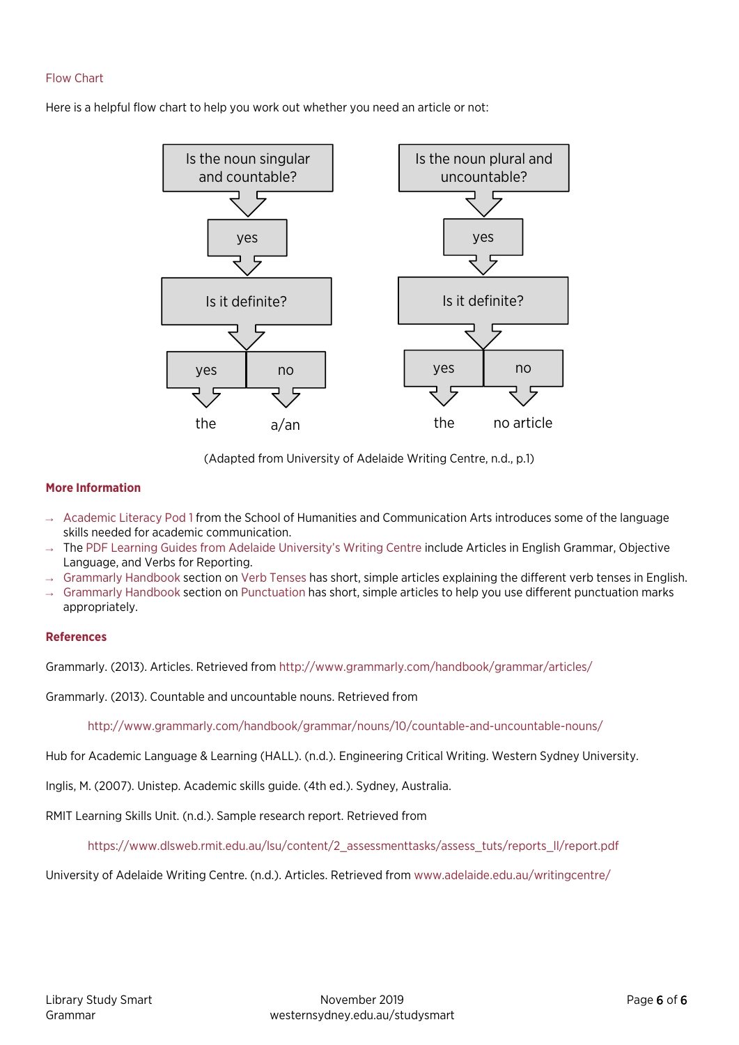### Flow Chart

Here is a helpful flow chart to help you work out whether you need an article or not:

Is the noun singular and countable?
yes
Is it definite?
yes
no
the
a/an

Is the noun plural and uncountable?
yes
Is it definite?
yes
no
the
no article

(Adapted from University of Adelaide Writing Centre, n.d., p.1)

## More Information

- Academic Literacy Pod 1 from the School of Humanities and Communication Arts introduces some of the language skills needed for academic communication.
- The PDF Learning Guides from Adelaide University's Writing Centre include Articles in English Grammar, Objective Language, and Verbs for Reporting.
- Grammarly Handbook section on Verb Tenses has short, simple articles explaining the different verb tenses in English.
- Grammarly Handbook section on Punctuation has short, simple articles to help you use different punctuation marks appropriately.

## References

Grammarly. (2013). Articles. Retrieved from http://www.grammarly.com/handbook/grammar/articles/

Grammarly. (2013). Countable and uncountable nouns. Retrieved from

http://www.grammarly.com/handbook/grammar/nouns/10/countable-and-uncountable-nouns/

Hub for Academic Language & Learning (HALL). (n.d.). Engineering Critical Writing. Western Sydney University.

Inglis, M. (2007). Unistep. Academic skills guide. (4th ed.). Sydney, Australia.

RMIT Learning Skills Unit. (n.d.). Sample research report. Retrieved from

https://www.dlsweb.rmit.edu.au/lsu/content/2_assessmenttasks/assess_tuts/reports_ll/report.pdf

University of Adelaide Writing Centre. (n.d.). Articles. Retrieved from www.adelaide.edu.au/writingcentre/